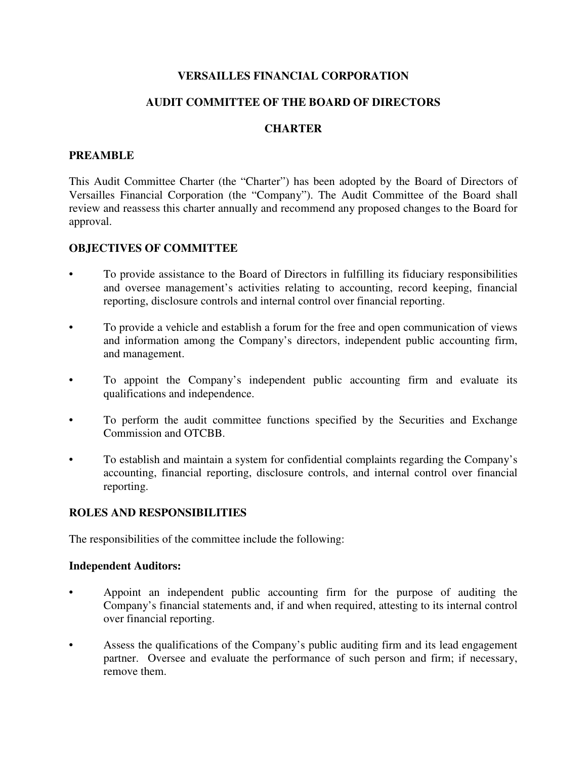# VERSAILLES FINANCIAL CORPORATION

## AUDIT COMMITTEE OF THE BOARD OF DIRECTORS

## CHARTER

### PREAMBLE

This Audit Committee Charter (the "Charter") has been adopted by the Board of Directors of Versailles Financial Corporation (the "Company"). The Audit Committee of the Board shall review and reassess this charter annually and recommend any proposed changes to the Board for approval.

### OBJECTIVES OF COMMITTEE

- To provide assistance to the Board of Directors in fulfilling its fiduciary responsibilities and oversee management's activities relating to accounting, record keeping, financial reporting, disclosure controls and internal control over financial reporting.
- To provide a vehicle and establish a forum for the free and open communication of views and information among the Company's directors, independent public accounting firm, and management.
- To appoint the Company's independent public accounting firm and evaluate its qualifications and independence.
- To perform the audit committee functions specified by the Securities and Exchange Commission and OTCBB.
- To establish and maintain a system for confidential complaints regarding the Company's accounting, financial reporting, disclosure controls, and internal control over financial reporting.

### ROLES AND RESPONSIBILITIES

The responsibilities of the committee include the following:

**Independent Auditors:**

- Appoint an independent public accounting firm for the purpose of auditing the Company's financial statements and, if and when required, attesting to its internal control over financial reporting.
- Assess the qualifications of the Company's public auditing firm and its lead engagement partner. Oversee and evaluate the performance of such person and firm; if necessary, remove them.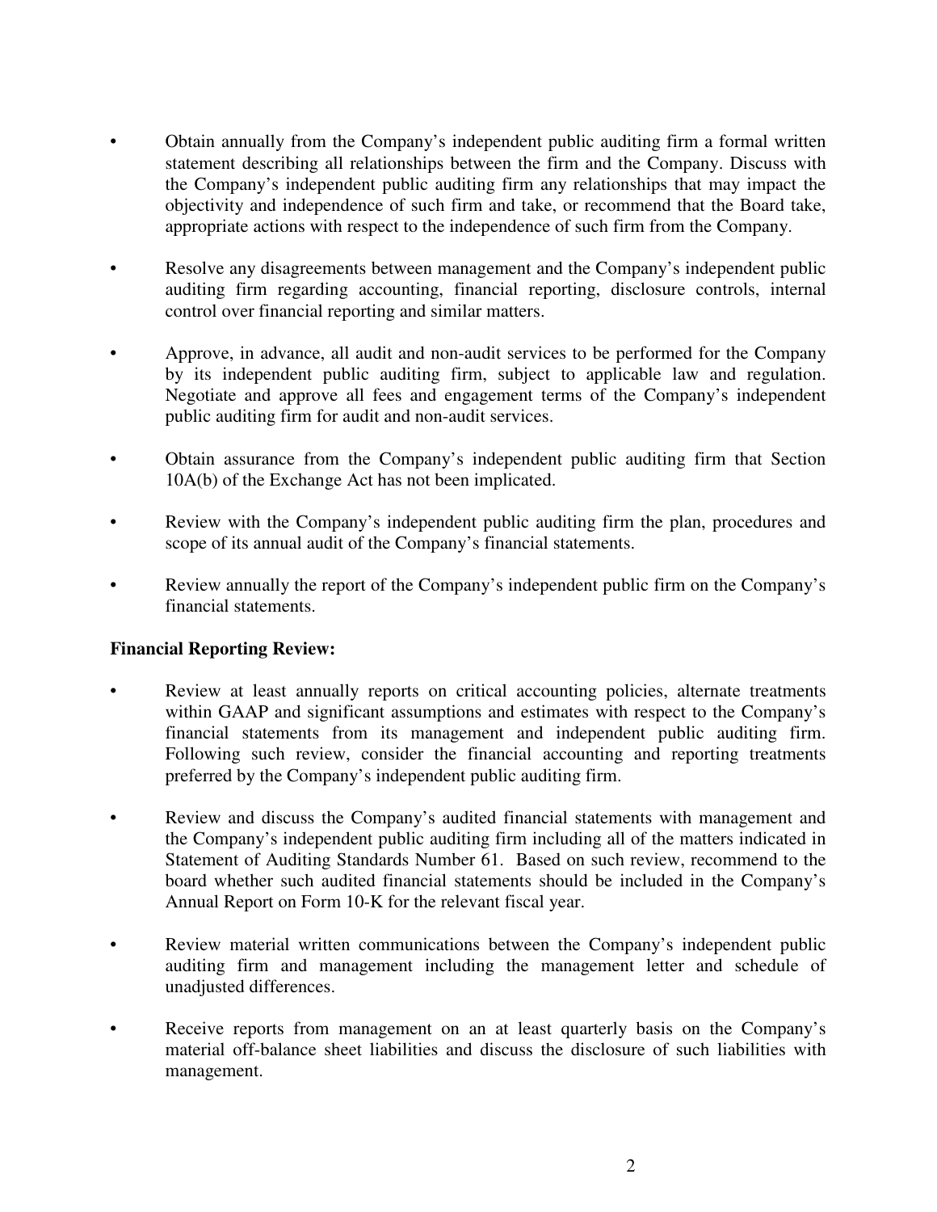- Obtain annually from the Company's independent public auditing firm a formal written statement describing all relationships between the firm and the Company. Discuss with the Company's independent public auditing firm any relationships that may impact the objectivity and independence of such firm and take, or recommend that the Board take, appropriate actions with respect to the independence of such firm from the Company.

- Resolve any disagreements between management and the Company's independent public auditing firm regarding accounting, financial reporting, disclosure controls, internal control over financial reporting and similar matters.

- Approve, in advance, all audit and non-audit services to be performed for the Company by its independent public auditing firm, subject to applicable law and regulation. Negotiate and approve all fees and engagement terms of the Company's independent public auditing firm for audit and non-audit services.

- Obtain assurance from the Company's independent public auditing firm that Section 10A(b) of the Exchange Act has not been implicated.

- Review with the Company's independent public auditing firm the plan, procedures and scope of its annual audit of the Company's financial statements.

- Review annually the report of the Company's independent public firm on the Company's financial statements.

**Financial Reporting Review:**

- Review at least annually reports on critical accounting policies, alternate treatments within GAAP and significant assumptions and estimates with respect to the Company's financial statements from its management and independent public auditing firm. Following such review, consider the financial accounting and reporting treatments preferred by the Company's independent public auditing firm.

- Review and discuss the Company's audited financial statements with management and the Company's independent public auditing firm including all of the matters indicated in Statement of Auditing Standards Number 61. Based on such review, recommend to the board whether such audited financial statements should be included in the Company's Annual Report on Form 10-K for the relevant fiscal year.

- Review material written communications between the Company's independent public auditing firm and management including the management letter and schedule of unadjusted differences.

- Receive reports from management on an at least quarterly basis on the Company's material off-balance sheet liabilities and discuss the disclosure of such liabilities with management.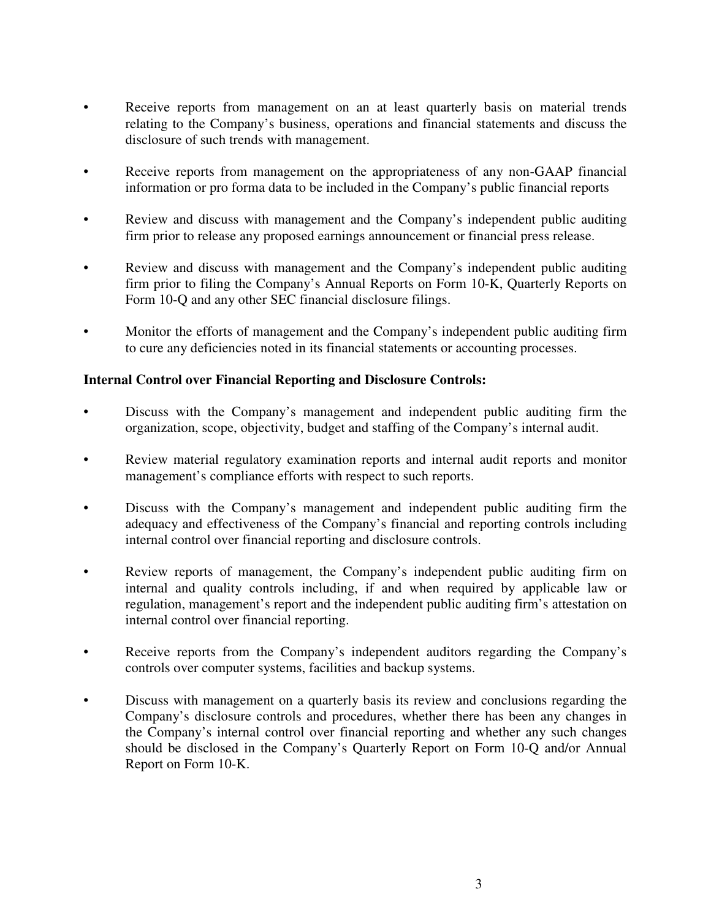- Receive reports from management on an at least quarterly basis on material trends relating to the Company's business, operations and financial statements and discuss the disclosure of such trends with management.
- Receive reports from management on the appropriateness of any non-GAAP financial information or pro forma data to be included in the Company's public financial reports
- Review and discuss with management and the Company's independent public auditing firm prior to release any proposed earnings announcement or financial press release.
- Review and discuss with management and the Company's independent public auditing firm prior to filing the Company's Annual Reports on Form 10-K, Quarterly Reports on Form 10-Q and any other SEC financial disclosure filings.
- Monitor the efforts of management and the Company's independent public auditing firm to cure any deficiencies noted in its financial statements or accounting processes.

**Internal Control over Financial Reporting and Disclosure Controls:**

- Discuss with the Company's management and independent public auditing firm the organization, scope, objectivity, budget and staffing of the Company's internal audit.
- Review material regulatory examination reports and internal audit reports and monitor management's compliance efforts with respect to such reports.
- Discuss with the Company's management and independent public auditing firm the adequacy and effectiveness of the Company's financial and reporting controls including internal control over financial reporting and disclosure controls.
- Review reports of management, the Company's independent public auditing firm on internal and quality controls including, if and when required by applicable law or regulation, management's report and the independent public auditing firm's attestation on internal control over financial reporting.
- Receive reports from the Company's independent auditors regarding the Company's controls over computer systems, facilities and backup systems.
- Discuss with management on a quarterly basis its review and conclusions regarding the Company's disclosure controls and procedures, whether there has been any changes in the Company's internal control over financial reporting and whether any such changes should be disclosed in the Company's Quarterly Report on Form 10-Q and/or Annual Report on Form 10-K.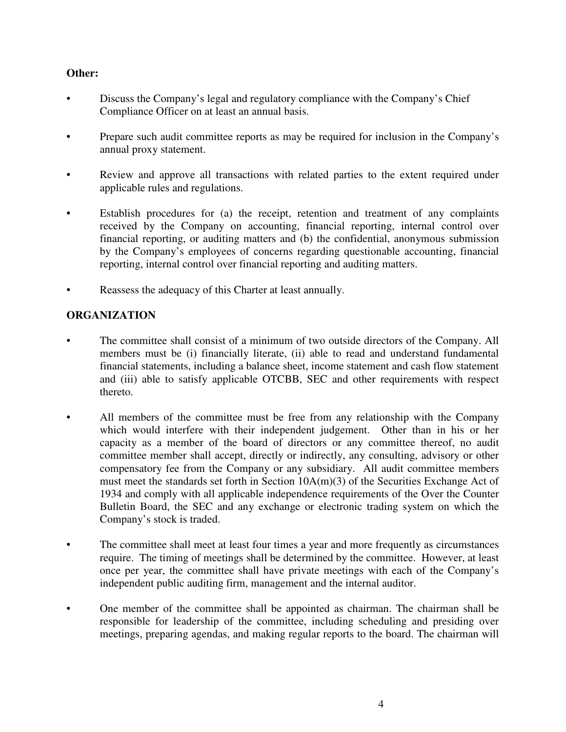**Other:**

- Discuss the Company's legal and regulatory compliance with the Company's Chief Compliance Officer on at least an annual basis.
- Prepare such audit committee reports as may be required for inclusion in the Company's annual proxy statement.
- Review and approve all transactions with related parties to the extent required under applicable rules and regulations.
- Establish procedures for (a) the receipt, retention and treatment of any complaints received by the Company on accounting, financial reporting, internal control over financial reporting, or auditing matters and (b) the confidential, anonymous submission by the Company's employees of concerns regarding questionable accounting, financial reporting, internal control over financial reporting and auditing matters.
- Reassess the adequacy of this Charter at least annually.

## ORGANIZATION

- The committee shall consist of a minimum of two outside directors of the Company. All members must be (i) financially literate, (ii) able to read and understand fundamental financial statements, including a balance sheet, income statement and cash flow statement and (iii) able to satisfy applicable OTCBB, SEC and other requirements with respect thereto.
- All members of the committee must be free from any relationship with the Company which would interfere with their independent judgement. Other than in his or her capacity as a member of the board of directors or any committee thereof, no audit committee member shall accept, directly or indirectly, any consulting, advisory or other compensatory fee from the Company or any subsidiary. All audit committee members must meet the standards set forth in Section 10A(m)(3) of the Securities Exchange Act of 1934 and comply with all applicable independence requirements of the Over the Counter Bulletin Board, the SEC and any exchange or electronic trading system on which the Company's stock is traded.
- The committee shall meet at least four times a year and more frequently as circumstances require. The timing of meetings shall be determined by the committee. However, at least once per year, the committee shall have private meetings with each of the Company's independent public auditing firm, management and the internal auditor.
- One member of the committee shall be appointed as chairman. The chairman shall be responsible for leadership of the committee, including scheduling and presiding over meetings, preparing agendas, and making regular reports to the board. The chairman will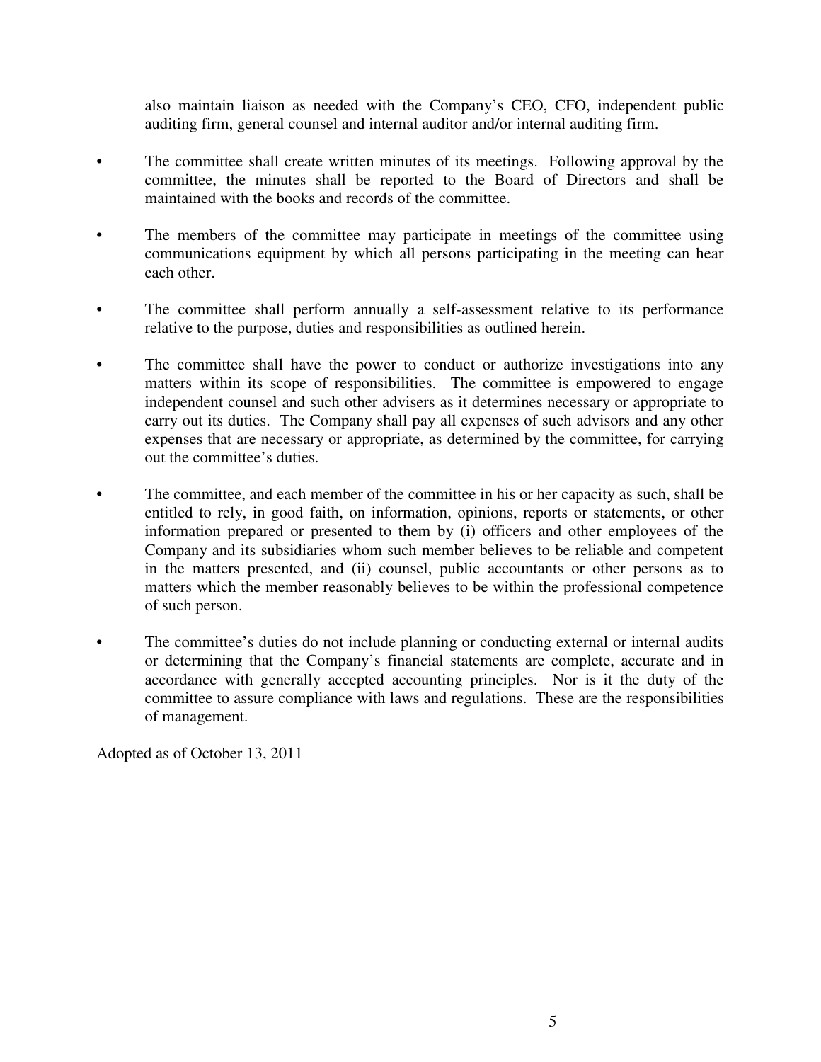also maintain liaison as needed with the Company's CEO, CFO, independent public auditing firm, general counsel and internal auditor and/or internal auditing firm.

- The committee shall create written minutes of its meetings. Following approval by the committee, the minutes shall be reported to the Board of Directors and shall be maintained with the books and records of the committee.

- The members of the committee may participate in meetings of the committee using communications equipment by which all persons participating in the meeting can hear each other.

- The committee shall perform annually a self-assessment relative to its performance relative to the purpose, duties and responsibilities as outlined herein.

- The committee shall have the power to conduct or authorize investigations into any matters within its scope of responsibilities. The committee is empowered to engage independent counsel and such other advisers as it determines necessary or appropriate to carry out its duties. The Company shall pay all expenses of such advisors and any other expenses that are necessary or appropriate, as determined by the committee, for carrying out the committee's duties.

- The committee, and each member of the committee in his or her capacity as such, shall be entitled to rely, in good faith, on information, opinions, reports or statements, or other information prepared or presented to them by (i) officers and other employees of the Company and its subsidiaries whom such member believes to be reliable and competent in the matters presented, and (ii) counsel, public accountants or other persons as to matters which the member reasonably believes to be within the professional competence of such person.

- The committee's duties do not include planning or conducting external or internal audits or determining that the Company's financial statements are complete, accurate and in accordance with generally accepted accounting principles. Nor is it the duty of the committee to assure compliance with laws and regulations. These are the responsibilities of management.

Adopted as of October 13, 2011